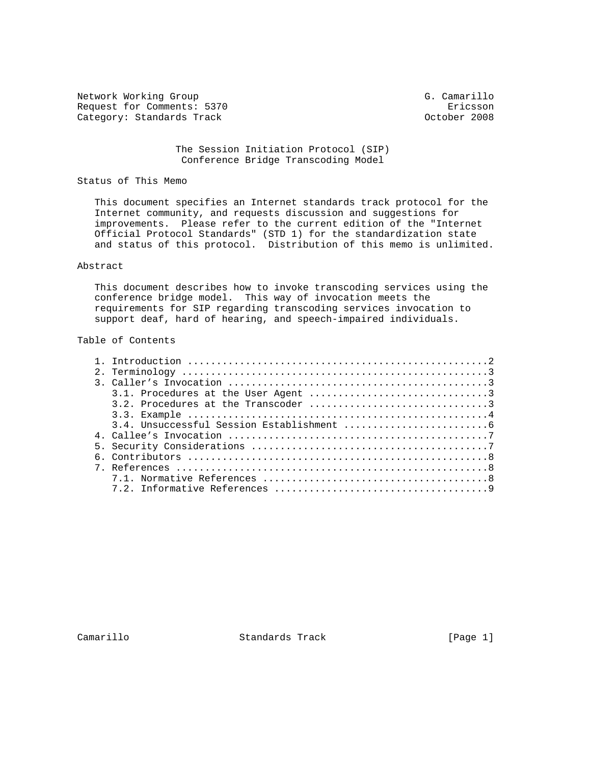Network Working Group G. Camarillo
Request for Comments: 5370 Ericsson
Category: Standards Track October 2008

# The Session Initiation Protocol (SIP) Conference Bridge Transcoding Model

## Status of This Memo

This document specifies an Internet standards track protocol for the Internet community, and requests discussion and suggestions for improvements. Please refer to the current edition of the "Internet Official Protocol Standards" (STD 1) for the standardization state and status of this protocol. Distribution of this memo is unlimited.

## Abstract

This document describes how to invoke transcoding services using the conference bridge model. This way of invocation meets the requirements for SIP regarding transcoding services invocation to support deaf, hard of hearing, and speech-impaired individuals.

## Table of Contents

- 1. Introduction ....................................................2
- 2. Terminology .....................................................3
- 3. Caller's Invocation .............................................3
  - 3.1. Procedures at the User Agent ...............................3
  - 3.2. Procedures at the Transcoder ...............................3
  - 3.3. Example ....................................................4
  - 3.4. Unsuccessful Session Establishment .........................6
- 4. Callee's Invocation .............................................7
- 5. Security Considerations .........................................7
- 6. Contributors ....................................................8
- 7. References ......................................................8
  - 7.1. Normative References .......................................8
  - 7.2. Informative References .....................................9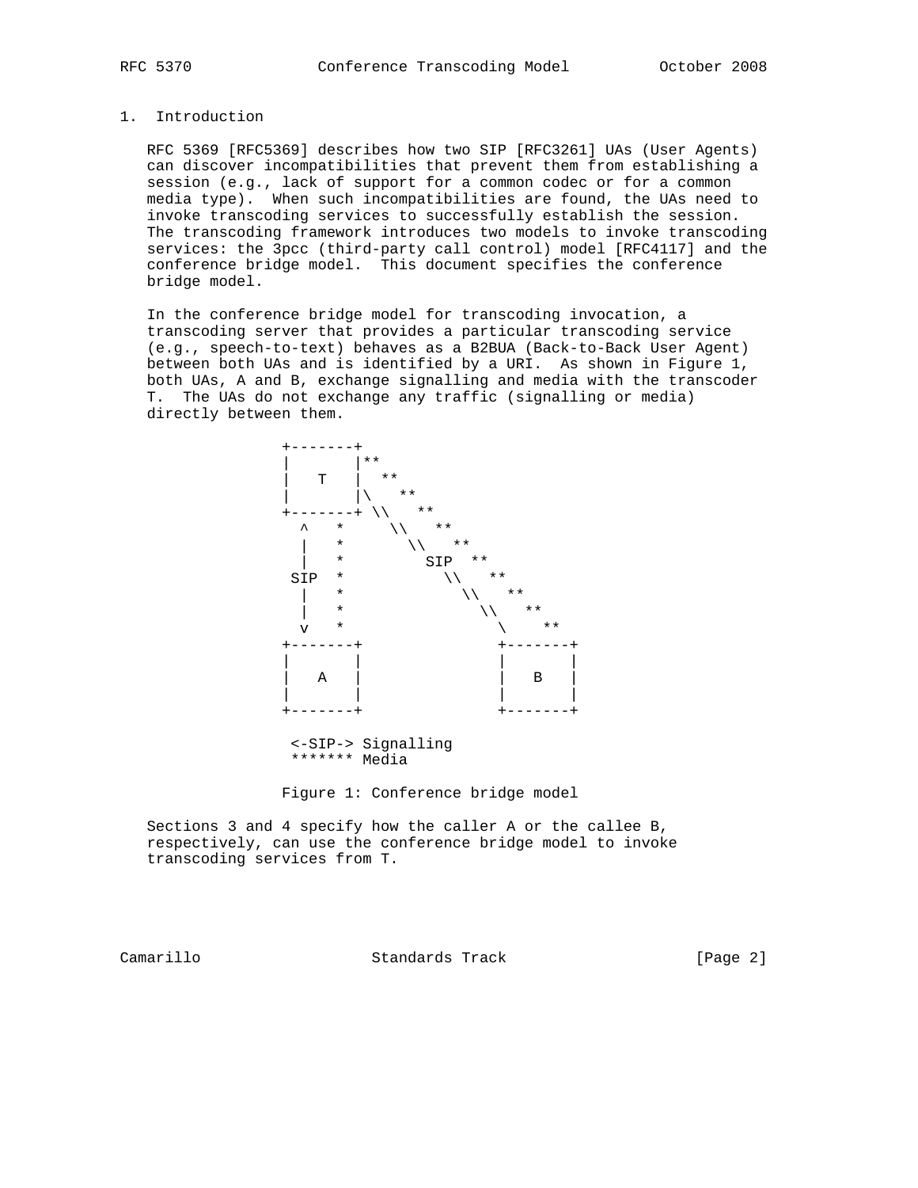## 1. Introduction

RFC 5369 [RFC5369] describes how two SIP [RFC3261] UAs (User Agents) can discover incompatibilities that prevent them from establishing a session (e.g., lack of support for a common codec or for a common media type). When such incompatibilities are found, the UAs need to invoke transcoding services to successfully establish the session. The transcoding framework introduces two models to invoke transcoding services: the 3pcc (third-party call control) model [RFC4117] and the conference bridge model. This document specifies the conference bridge model.

In the conference bridge model for transcoding invocation, a transcoding server that provides a particular transcoding service (e.g., speech-to-text) behaves as a B2BUA (Back-to-Back User Agent) between both UAs and is identified by a URI. As shown in Figure 1, both UAs, A and B, exchange signalling and media with the transcoder T. The UAs do not exchange any traffic (signalling or media) directly between them.

```
                 +-------+
                 |       |**
                 |   T   |  **
                 |       |\   **
                 +-------+ \\   **
                   ^   *     \\   **
                   |   *       \\   **
                   |   *         SIP  **
                  SIP  *           \\   **
                   |   *             \\   **
                   |   *               \\   **
                   v   *                 \    **
                 +-------+               +-------+
                 |       |               |       |
                 |   A   |               |   B   |
                 |       |               |       |
                 +-------+               +-------+

                  <-SIP-> Signalling
                  ******* Media
```

Figure 1: Conference bridge model

Sections 3 and 4 specify how the caller A or the callee B, respectively, can use the conference bridge model to invoke transcoding services from T.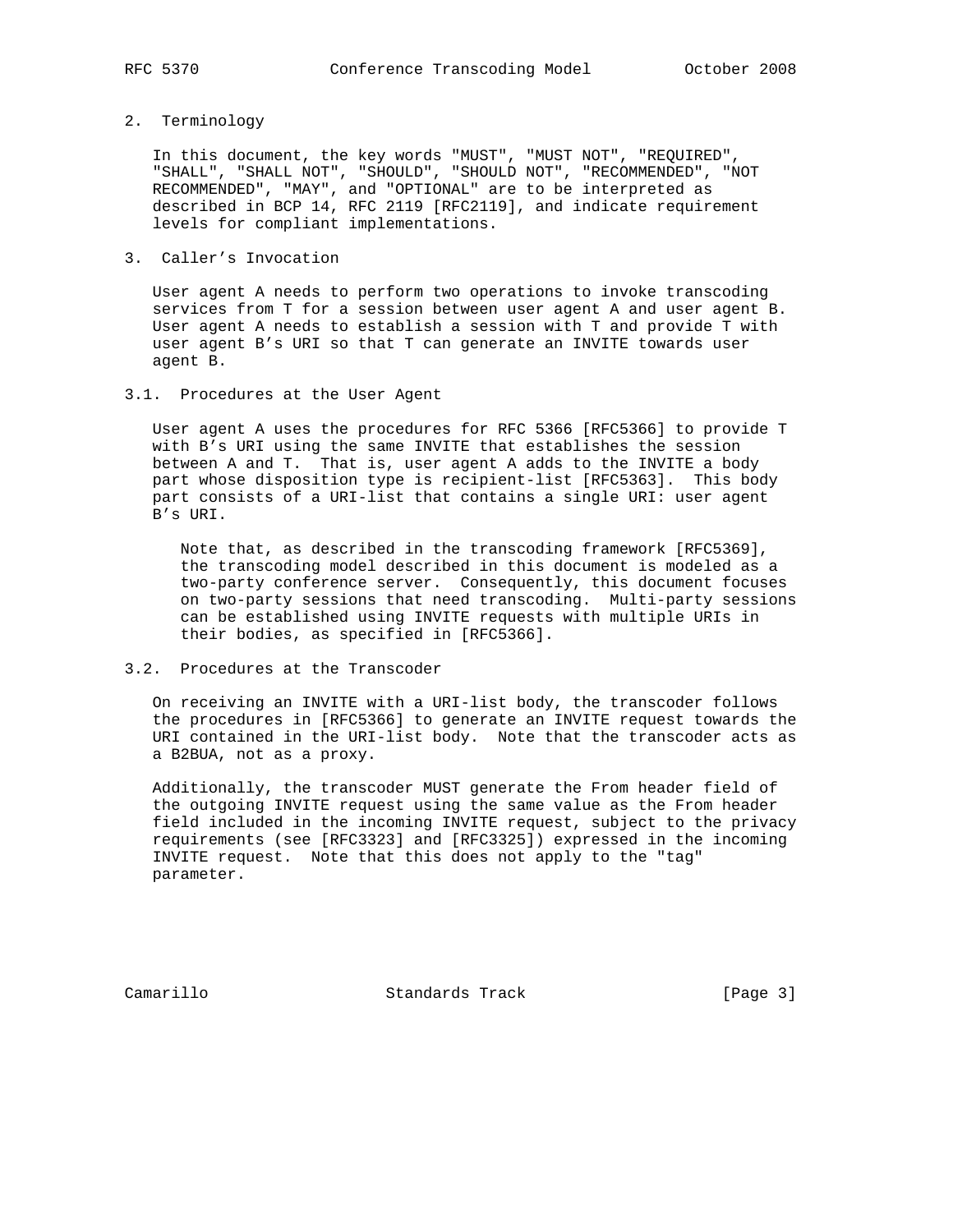## 2. Terminology

In this document, the key words "MUST", "MUST NOT", "REQUIRED", "SHALL", "SHALL NOT", "SHOULD", "SHOULD NOT", "RECOMMENDED", "NOT RECOMMENDED", "MAY", and "OPTIONAL" are to be interpreted as described in BCP 14, RFC 2119 [RFC2119], and indicate requirement levels for compliant implementations.

## 3. Caller's Invocation

User agent A needs to perform two operations to invoke transcoding services from T for a session between user agent A and user agent B. User agent A needs to establish a session with T and provide T with user agent B's URI so that T can generate an INVITE towards user agent B.

### 3.1. Procedures at the User Agent

User agent A uses the procedures for RFC 5366 [RFC5366] to provide T with B's URI using the same INVITE that establishes the session between A and T. That is, user agent A adds to the INVITE a body part whose disposition type is recipient-list [RFC5363]. This body part consists of a URI-list that contains a single URI: user agent B's URI.

> Note that, as described in the transcoding framework [RFC5369], the transcoding model described in this document is modeled as a two-party conference server. Consequently, this document focuses on two-party sessions that need transcoding. Multi-party sessions can be established using INVITE requests with multiple URIs in their bodies, as specified in [RFC5366].

### 3.2. Procedures at the Transcoder

On receiving an INVITE with a URI-list body, the transcoder follows the procedures in [RFC5366] to generate an INVITE request towards the URI contained in the URI-list body. Note that the transcoder acts as a B2BUA, not as a proxy.

Additionally, the transcoder MUST generate the From header field of the outgoing INVITE request using the same value as the From header field included in the incoming INVITE request, subject to the privacy requirements (see [RFC3323] and [RFC3325]) expressed in the incoming INVITE request. Note that this does not apply to the "tag" parameter.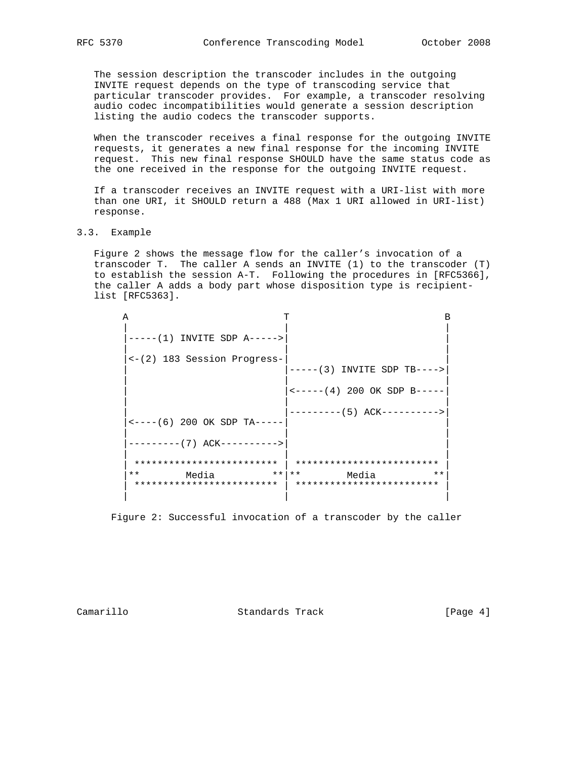The session description the transcoder includes in the outgoing INVITE request depends on the type of transcoding service that particular transcoder provides. For example, a transcoder resolving audio codec incompatibilities would generate a session description listing the audio codecs the transcoder supports.

When the transcoder receives a final response for the outgoing INVITE requests, it generates a new final response for the incoming INVITE request. This new final response SHOULD have the same status code as the one received in the response for the outgoing INVITE request.

If a transcoder receives an INVITE request with a URI-list with more than one URI, it SHOULD return a 488 (Max 1 URI allowed in URI-list) response.

## 3.3. Example

Figure 2 shows the message flow for the caller's invocation of a transcoder T. The caller A sends an INVITE (1) to the transcoder (T) to establish the session A-T. Following the procedures in [RFC5366], the caller A adds a body part whose disposition type is recipient-list [RFC5363].

```
A                           T                           B
|                           |                           |
|-----(1) INVITE SDP A----->|                           |
|                           |                           |
|<-(2) 183 Session Progress-|                           |
|                           |-----(3) INVITE SDP TB---->|
|                           |                           |
|                           |<-----(4) 200 OK SDP B-----|
|                           |                           |
|                           |---------(5) ACK---------->|
|<----(6) 200 OK SDP TA-----|                           |
|                           |                           |
|---------(7) ACK---------->|                           |
|                           |                           |
| ************************* | ************************* |
|**        Media          **|**        Media          **|
| ************************* | ************************* |
|                           |                           |
```

Figure 2: Successful invocation of a transcoder by the caller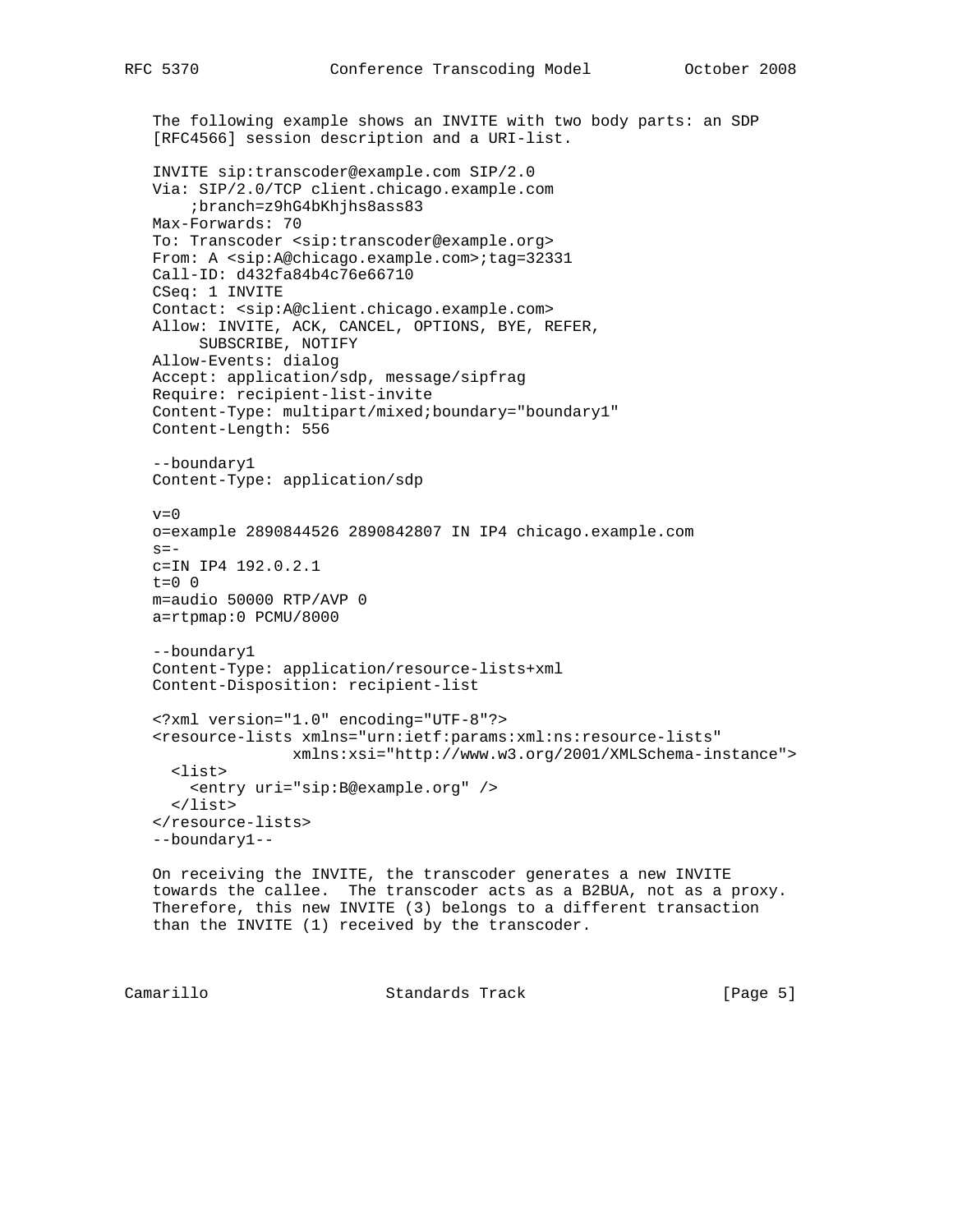The following example shows an INVITE with two body parts: an SDP [RFC4566] session description and a URI-list.

```
INVITE sip:transcoder@example.com SIP/2.0
Via: SIP/2.0/TCP client.chicago.example.com
    ;branch=z9hG4bKhjhs8ass83
Max-Forwards: 70
To: Transcoder <sip:transcoder@example.org>
From: A <sip:A@chicago.example.com>;tag=32331
Call-ID: d432fa84b4c76e66710
CSeq: 1 INVITE
Contact: <sip:A@client.chicago.example.com>
Allow: INVITE, ACK, CANCEL, OPTIONS, BYE, REFER,
     SUBSCRIBE, NOTIFY
Allow-Events: dialog
Accept: application/sdp, message/sipfrag
Require: recipient-list-invite
Content-Type: multipart/mixed;boundary="boundary1"
Content-Length: 556

--boundary1
Content-Type: application/sdp

v=0
o=example 2890844526 2890842807 IN IP4 chicago.example.com
s=-
c=IN IP4 192.0.2.1
t=0 0
m=audio 50000 RTP/AVP 0
a=rtpmap:0 PCMU/8000

--boundary1
Content-Type: application/resource-lists+xml
Content-Disposition: recipient-list

<?xml version="1.0" encoding="UTF-8"?>
<resource-lists xmlns="urn:ietf:params:xml:ns:resource-lists"
                xmlns:xsi="http://www.w3.org/2001/XMLSchema-instance">
  <list>
    <entry uri="sip:B@example.org" />
  </list>
</resource-lists>
--boundary1--
```

On receiving the INVITE, the transcoder generates a new INVITE towards the callee. The transcoder acts as a B2BUA, not as a proxy. Therefore, this new INVITE (3) belongs to a different transaction than the INVITE (1) received by the transcoder.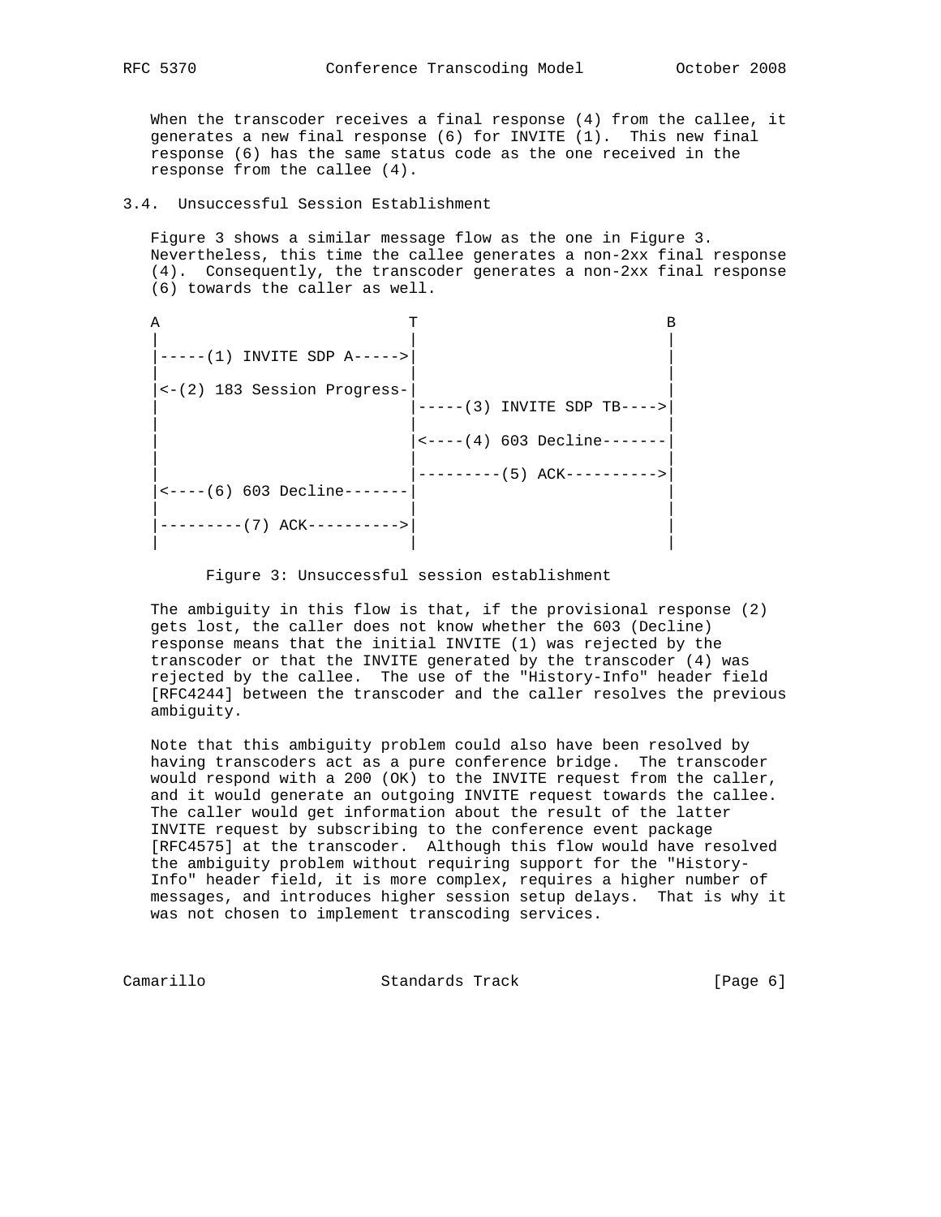When the transcoder receives a final response (4) from the callee, it generates a new final response (6) for INVITE (1). This new final response (6) has the same status code as the one received in the response from the callee (4).

### 3.4. Unsuccessful Session Establishment

Figure 3 shows a similar message flow as the one in Figure 3. Nevertheless, this time the callee generates a non-2xx final response (4). Consequently, the transcoder generates a non-2xx final response (6) towards the caller as well.

```
A                            T                            B
|                            |                            |
|-----(1) INVITE SDP A------>|                            |
|                            |                            |
|<-(2) 183 Session Progress-|                            |
|                            |-----(3) INVITE SDP TB----->|
|                            |                            |
|                            |<----(4) 603 Decline--------|
|                            |                            |
|                            |---------(5) ACK----------->|
|<----(6) 603 Decline--------|                            |
|                            |                            |
|---------(7) ACK----------->|                            |
|                            |                            |
```

Figure 3: Unsuccessful session establishment

The ambiguity in this flow is that, if the provisional response (2) gets lost, the caller does not know whether the 603 (Decline) response means that the initial INVITE (1) was rejected by the transcoder or that the INVITE generated by the transcoder (4) was rejected by the callee. The use of the "History-Info" header field [RFC4244] between the transcoder and the caller resolves the previous ambiguity.

Note that this ambiguity problem could also have been resolved by having transcoders act as a pure conference bridge. The transcoder would respond with a 200 (OK) to the INVITE request from the caller, and it would generate an outgoing INVITE request towards the callee. The caller would get information about the result of the latter INVITE request by subscribing to the conference event package [RFC4575] at the transcoder. Although this flow would have resolved the ambiguity problem without requiring support for the "History-Info" header field, it is more complex, requires a higher number of messages, and introduces higher session setup delays. That is why it was not chosen to implement transcoding services.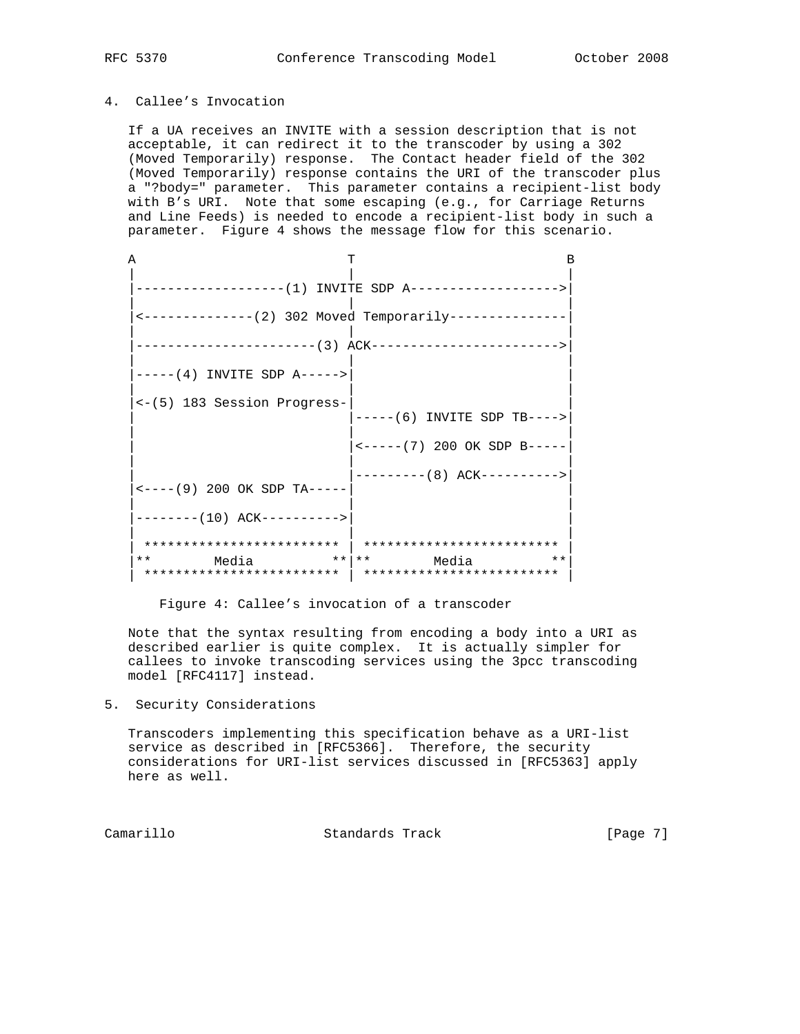## 4. Callee's Invocation

If a UA receives an INVITE with a session description that is not acceptable, it can redirect it to the transcoder by using a 302 (Moved Temporarily) response. The Contact header field of the 302 (Moved Temporarily) response contains the URI of the transcoder plus a "?body=" parameter. This parameter contains a recipient-list body with B's URI. Note that some escaping (e.g., for Carriage Returns and Line Feeds) is needed to encode a recipient-list body in such a parameter. Figure 4 shows the message flow for this scenario.

```
A                           T                           B
|                           |                           |
|-------------------(1) INVITE SDP A------------------->|
|                           |                           |
|<--------------(2) 302 Moved Temporarily---------------|
|                           |                           |
|-----------------------(3) ACK------------------------>|
|                           |                           |
|-----(4) INVITE SDP A----->|                           |
|                           |                           |
|<-(5) 183 Session Progress-|                           |
|                           |-----(6) INVITE SDP TB---->|
|                           |                           |
|                           |<-----(7) 200 OK SDP B-----|
|                           |                           |
|                           |---------(8) ACK---------->|
|<----(9) 200 OK SDP TA-----|                           |
|                           |                           |
|--------(10) ACK---------->|                           |
|                           |                           |
| ************************* | ************************* |
|**        Media          **|**        Media          **|
| ************************* | ************************* |
```

Figure 4: Callee's invocation of a transcoder

Note that the syntax resulting from encoding a body into a URI as described earlier is quite complex. It is actually simpler for callees to invoke transcoding services using the 3pcc transcoding model [RFC4117] instead.

## 5. Security Considerations

Transcoders implementing this specification behave as a URI-list service as described in [RFC5366]. Therefore, the security considerations for URI-list services discussed in [RFC5363] apply here as well.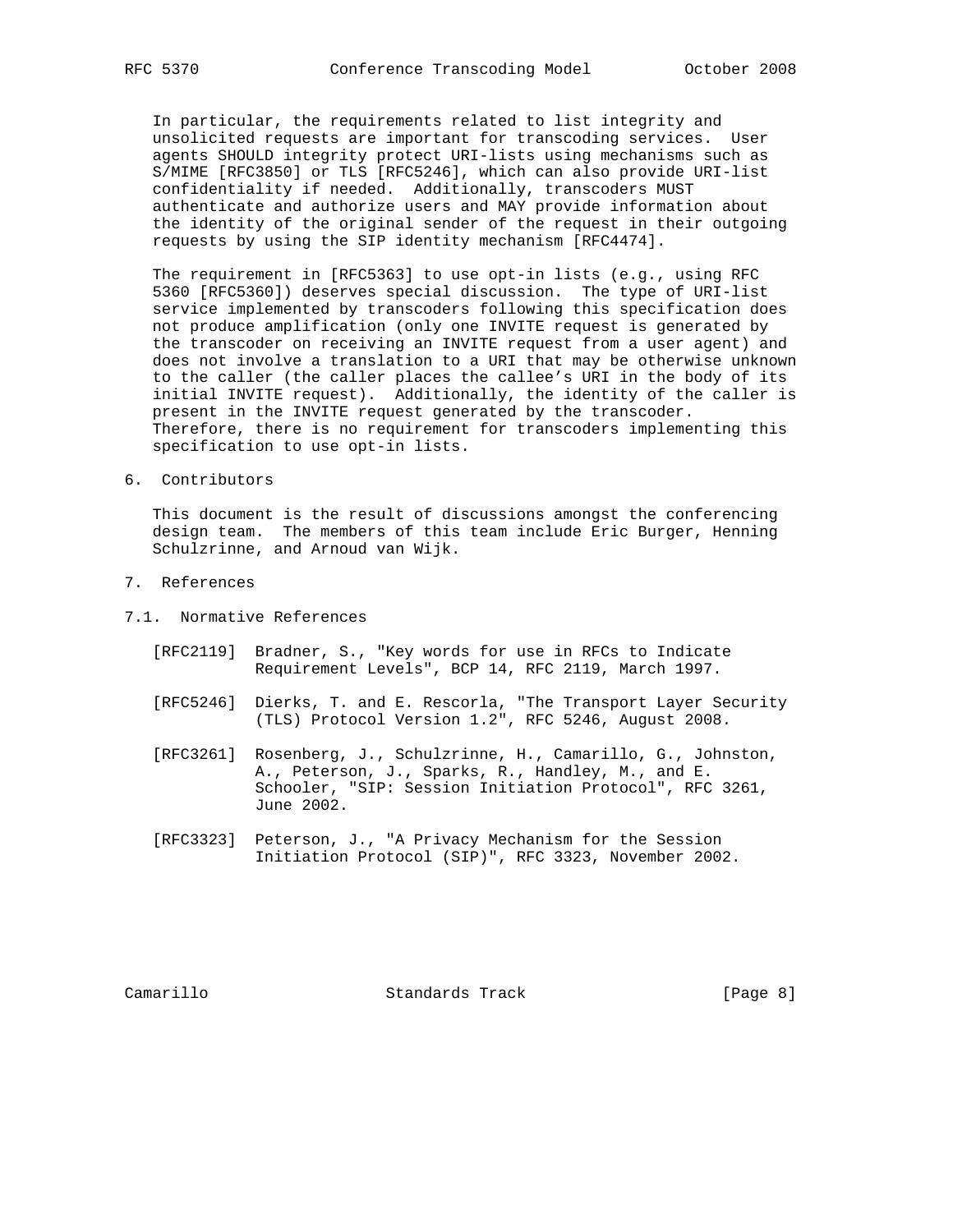In particular, the requirements related to list integrity and unsolicited requests are important for transcoding services. User agents SHOULD integrity protect URI-lists using mechanisms such as S/MIME [RFC3850] or TLS [RFC5246], which can also provide URI-list confidentiality if needed. Additionally, transcoders MUST authenticate and authorize users and MAY provide information about the identity of the original sender of the request in their outgoing requests by using the SIP identity mechanism [RFC4474].

The requirement in [RFC5363] to use opt-in lists (e.g., using RFC 5360 [RFC5360]) deserves special discussion. The type of URI-list service implemented by transcoders following this specification does not produce amplification (only one INVITE request is generated by the transcoder on receiving an INVITE request from a user agent) and does not involve a translation to a URI that may be otherwise unknown to the caller (the caller places the callee's URI in the body of its initial INVITE request). Additionally, the identity of the caller is present in the INVITE request generated by the transcoder. Therefore, there is no requirement for transcoders implementing this specification to use opt-in lists.

## 6. Contributors

This document is the result of discussions amongst the conferencing design team. The members of this team include Eric Burger, Henning Schulzrinne, and Arnoud van Wijk.

## 7. References

### 7.1. Normative References

[RFC2119] Bradner, S., "Key words for use in RFCs to Indicate Requirement Levels", BCP 14, RFC 2119, March 1997.

[RFC5246] Dierks, T. and E. Rescorla, "The Transport Layer Security (TLS) Protocol Version 1.2", RFC 5246, August 2008.

[RFC3261] Rosenberg, J., Schulzrinne, H., Camarillo, G., Johnston, A., Peterson, J., Sparks, R., Handley, M., and E. Schooler, "SIP: Session Initiation Protocol", RFC 3261, June 2002.

[RFC3323] Peterson, J., "A Privacy Mechanism for the Session Initiation Protocol (SIP)", RFC 3323, November 2002.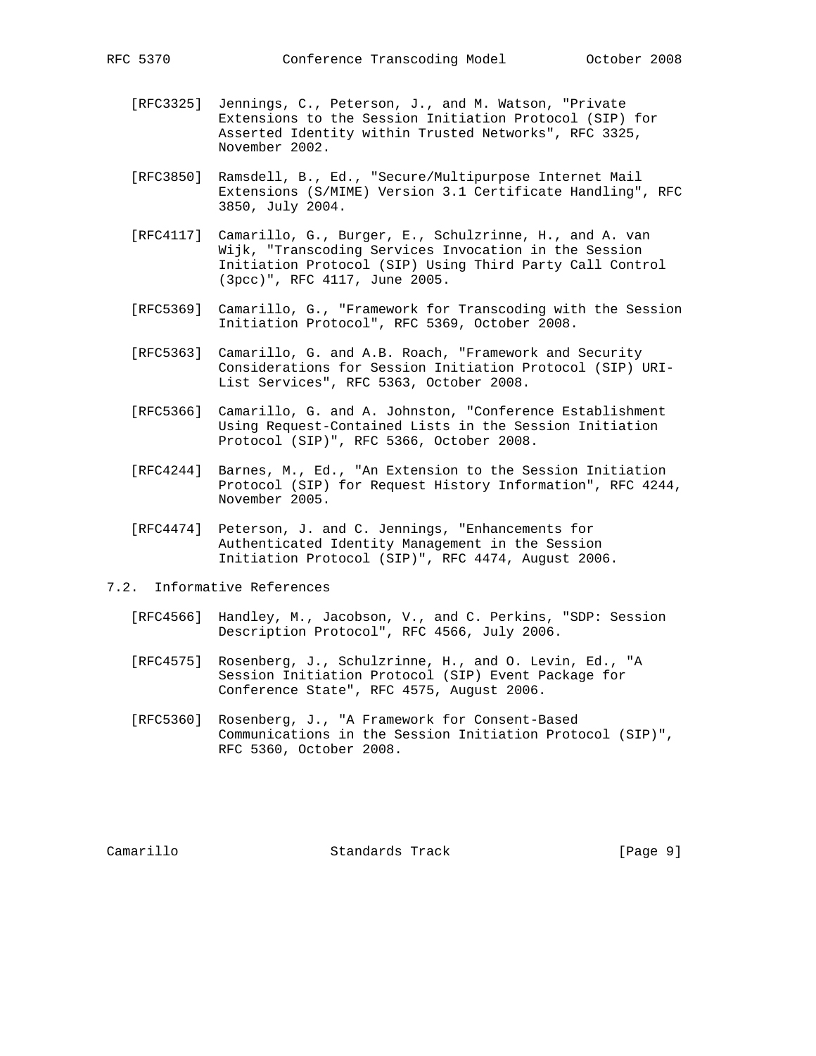[RFC3325] Jennings, C., Peterson, J., and M. Watson, "Private Extensions to the Session Initiation Protocol (SIP) for Asserted Identity within Trusted Networks", RFC 3325, November 2002.

[RFC3850] Ramsdell, B., Ed., "Secure/Multipurpose Internet Mail Extensions (S/MIME) Version 3.1 Certificate Handling", RFC 3850, July 2004.

[RFC4117] Camarillo, G., Burger, E., Schulzrinne, H., and A. van Wijk, "Transcoding Services Invocation in the Session Initiation Protocol (SIP) Using Third Party Call Control (3pcc)", RFC 4117, June 2005.

[RFC5369] Camarillo, G., "Framework for Transcoding with the Session Initiation Protocol", RFC 5369, October 2008.

[RFC5363] Camarillo, G. and A.B. Roach, "Framework and Security Considerations for Session Initiation Protocol (SIP) URI-List Services", RFC 5363, October 2008.

[RFC5366] Camarillo, G. and A. Johnston, "Conference Establishment Using Request-Contained Lists in the Session Initiation Protocol (SIP)", RFC 5366, October 2008.

[RFC4244] Barnes, M., Ed., "An Extension to the Session Initiation Protocol (SIP) for Request History Information", RFC 4244, November 2005.

[RFC4474] Peterson, J. and C. Jennings, "Enhancements for Authenticated Identity Management in the Session Initiation Protocol (SIP)", RFC 4474, August 2006.

### 7.2. Informative References

[RFC4566] Handley, M., Jacobson, V., and C. Perkins, "SDP: Session Description Protocol", RFC 4566, July 2006.

[RFC4575] Rosenberg, J., Schulzrinne, H., and O. Levin, Ed., "A Session Initiation Protocol (SIP) Event Package for Conference State", RFC 4575, August 2006.

[RFC5360] Rosenberg, J., "A Framework for Consent-Based Communications in the Session Initiation Protocol (SIP)", RFC 5360, October 2008.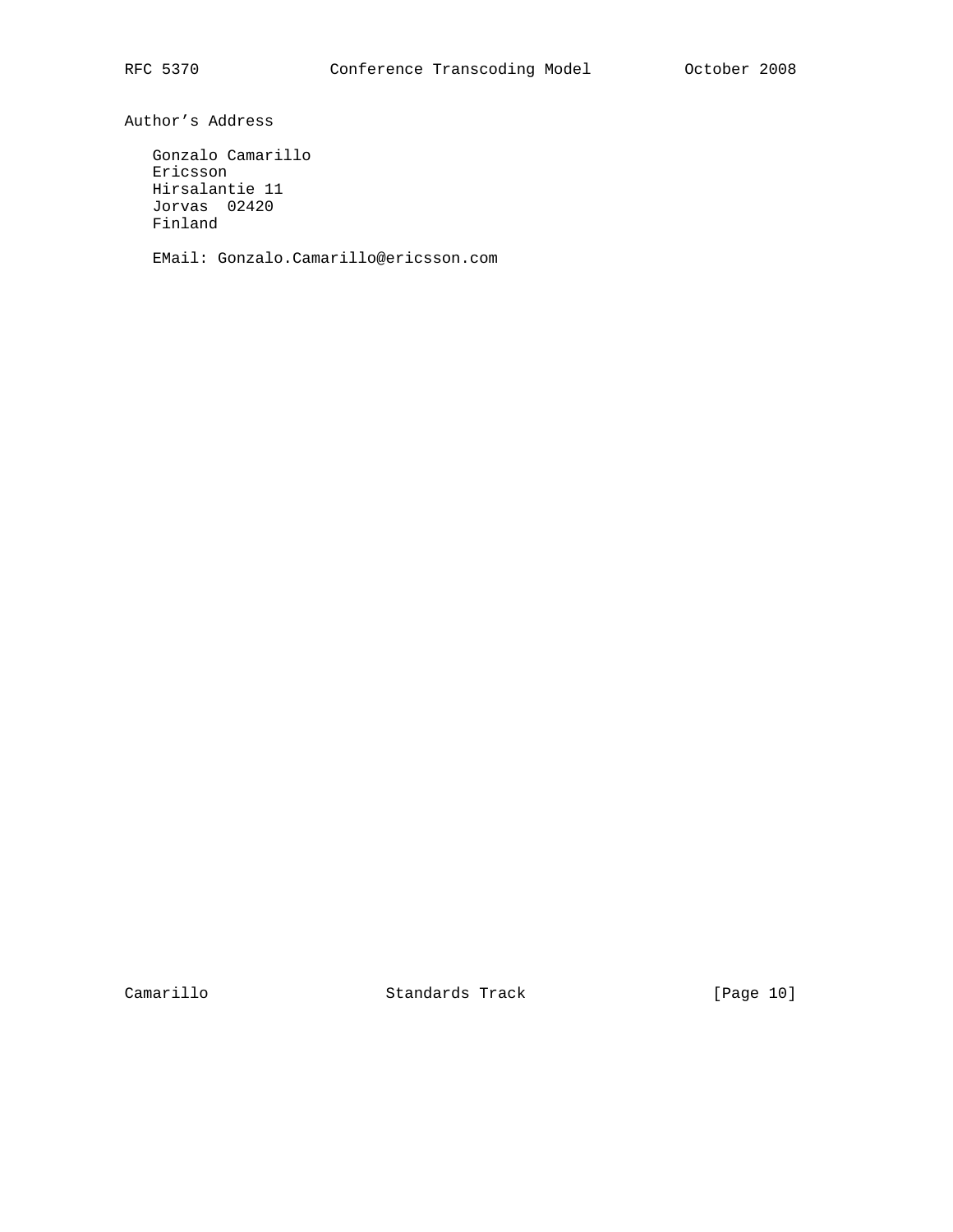## Author's Address

Gonzalo Camarillo
Ericsson
Hirsalantie 11
Jorvas 02420
Finland

EMail: Gonzalo.Camarillo@ericsson.com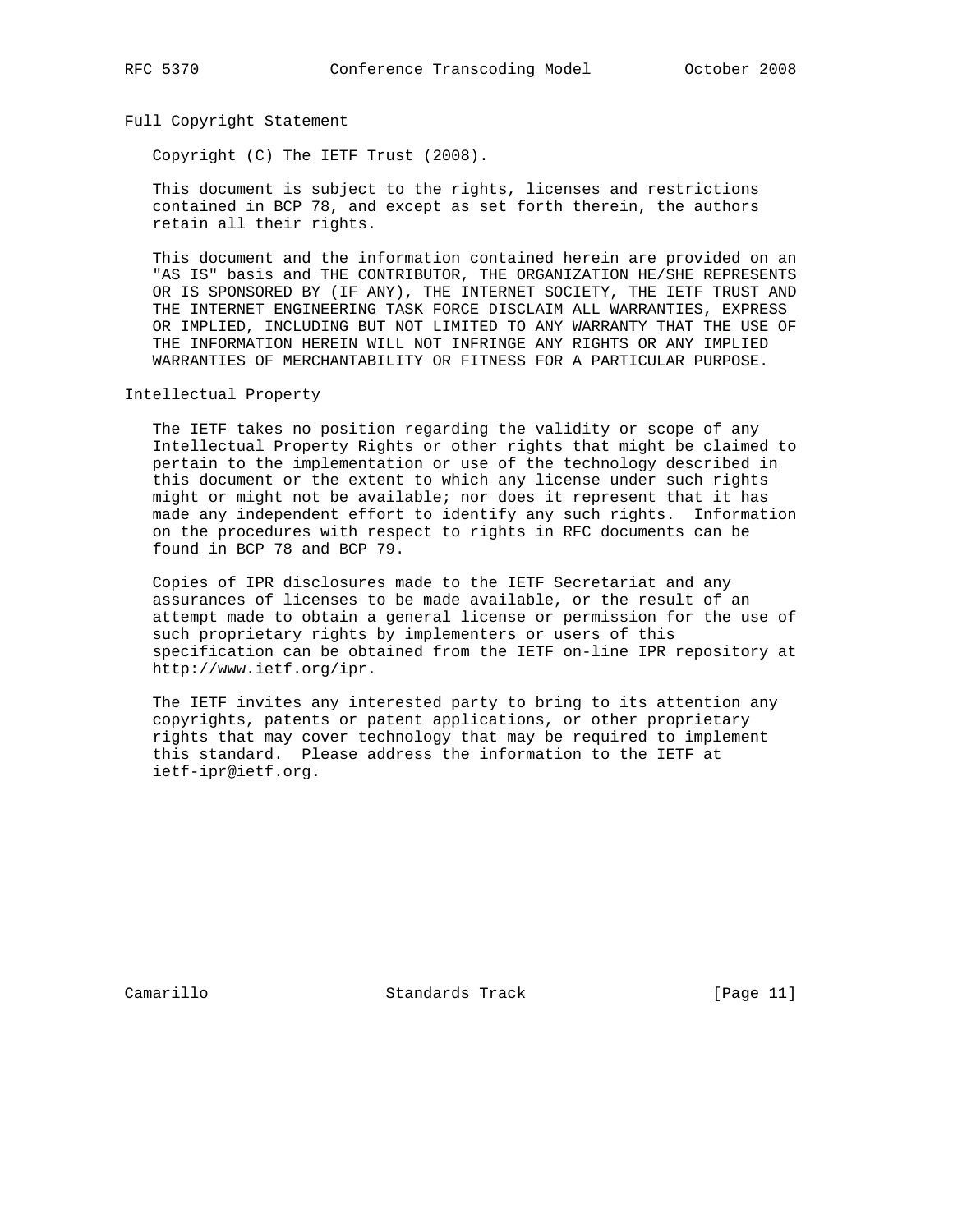## Full Copyright Statement

Copyright (C) The IETF Trust (2008).

This document is subject to the rights, licenses and restrictions contained in BCP 78, and except as set forth therein, the authors retain all their rights.

This document and the information contained herein are provided on an "AS IS" basis and THE CONTRIBUTOR, THE ORGANIZATION HE/SHE REPRESENTS OR IS SPONSORED BY (IF ANY), THE INTERNET SOCIETY, THE IETF TRUST AND THE INTERNET ENGINEERING TASK FORCE DISCLAIM ALL WARRANTIES, EXPRESS OR IMPLIED, INCLUDING BUT NOT LIMITED TO ANY WARRANTY THAT THE USE OF THE INFORMATION HEREIN WILL NOT INFRINGE ANY RIGHTS OR ANY IMPLIED WARRANTIES OF MERCHANTABILITY OR FITNESS FOR A PARTICULAR PURPOSE.

## Intellectual Property

The IETF takes no position regarding the validity or scope of any Intellectual Property Rights or other rights that might be claimed to pertain to the implementation or use of the technology described in this document or the extent to which any license under such rights might or might not be available; nor does it represent that it has made any independent effort to identify any such rights. Information on the procedures with respect to rights in RFC documents can be found in BCP 78 and BCP 79.

Copies of IPR disclosures made to the IETF Secretariat and any assurances of licenses to be made available, or the result of an attempt made to obtain a general license or permission for the use of such proprietary rights by implementers or users of this specification can be obtained from the IETF on-line IPR repository at http://www.ietf.org/ipr.

The IETF invites any interested party to bring to its attention any copyrights, patents or patent applications, or other proprietary rights that may cover technology that may be required to implement this standard. Please address the information to the IETF at ietf-ipr@ietf.org.